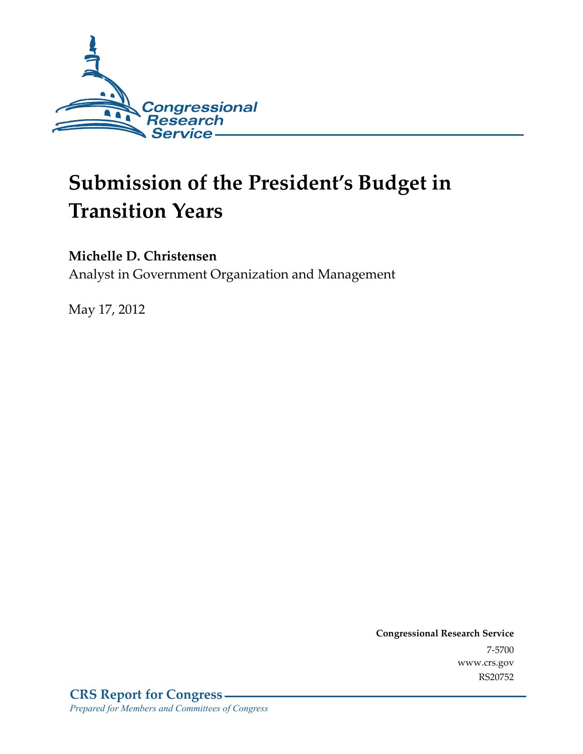Congressional Research Service

# Submission of the President's Budget in Transition Years

**Michelle D. Christensen**

Analyst in Government Organization and Management

May 17, 2012

**Congressional Research Service**

7-5700

www.crs.gov

RS20752

**CRS Report for Congress**

*Prepared for Members and Committees of Congress*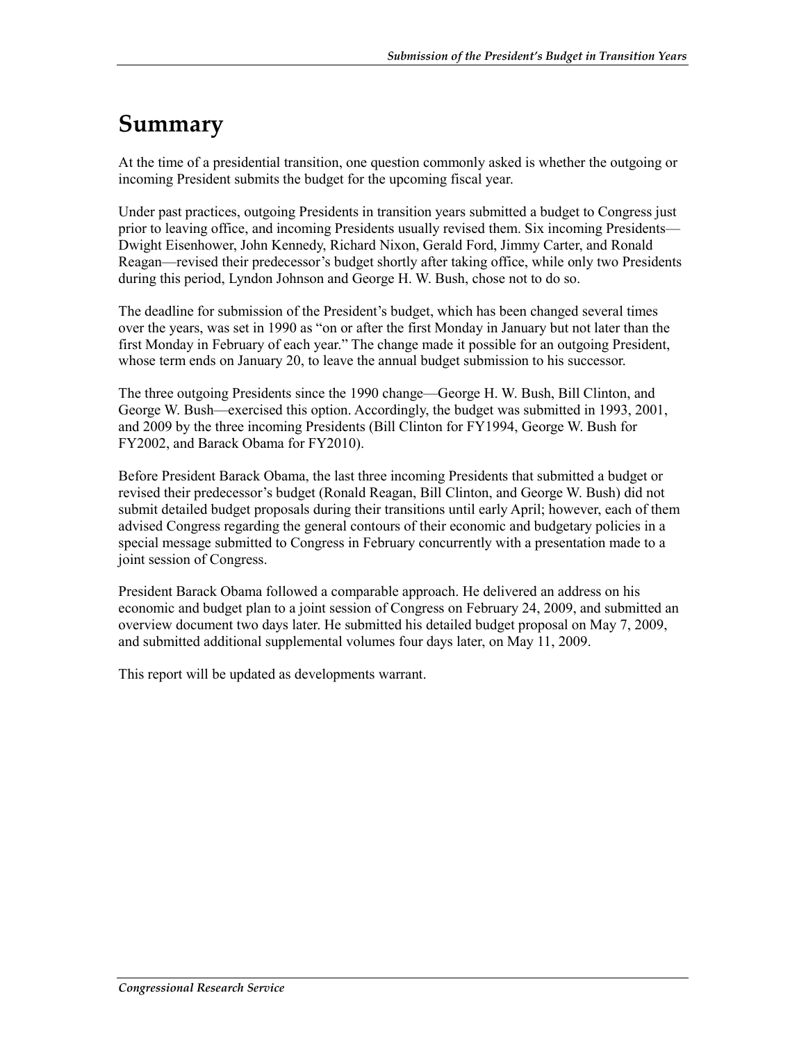# Summary

At the time of a presidential transition, one question commonly asked is whether the outgoing or incoming President submits the budget for the upcoming fiscal year.

Under past practices, outgoing Presidents in transition years submitted a budget to Congress just prior to leaving office, and incoming Presidents usually revised them. Six incoming Presidents—Dwight Eisenhower, John Kennedy, Richard Nixon, Gerald Ford, Jimmy Carter, and Ronald Reagan—revised their predecessor's budget shortly after taking office, while only two Presidents during this period, Lyndon Johnson and George H. W. Bush, chose not to do so.

The deadline for submission of the President's budget, which has been changed several times over the years, was set in 1990 as "on or after the first Monday in January but not later than the first Monday in February of each year." The change made it possible for an outgoing President, whose term ends on January 20, to leave the annual budget submission to his successor.

The three outgoing Presidents since the 1990 change—George H. W. Bush, Bill Clinton, and George W. Bush—exercised this option. Accordingly, the budget was submitted in 1993, 2001, and 2009 by the three incoming Presidents (Bill Clinton for FY1994, George W. Bush for FY2002, and Barack Obama for FY2010).

Before President Barack Obama, the last three incoming Presidents that submitted a budget or revised their predecessor's budget (Ronald Reagan, Bill Clinton, and George W. Bush) did not submit detailed budget proposals during their transitions until early April; however, each of them advised Congress regarding the general contours of their economic and budgetary policies in a special message submitted to Congress in February concurrently with a presentation made to a joint session of Congress.

President Barack Obama followed a comparable approach. He delivered an address on his economic and budget plan to a joint session of Congress on February 24, 2009, and submitted an overview document two days later. He submitted his detailed budget proposal on May 7, 2009, and submitted additional supplemental volumes four days later, on May 11, 2009.

This report will be updated as developments warrant.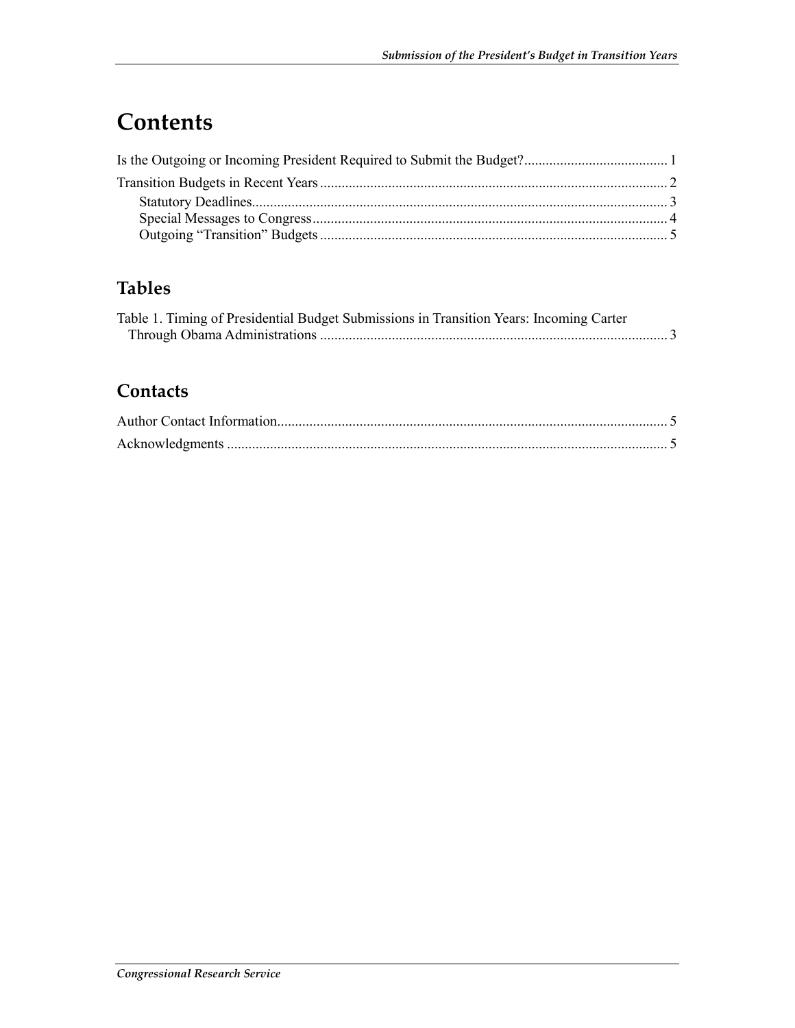# Contents

Is the Outgoing or Incoming President Required to Submit the Budget? ........................................ 1

Transition Budgets in Recent Years ................................................................................................. 2

Statutory Deadlines................................................................................................................... 3

Special Messages to Congress................................................................................................... 4

Outgoing "Transition" Budgets ................................................................................................. 5

## Tables

Table 1. Timing of Presidential Budget Submissions in Transition Years: Incoming Carter Through Obama Administrations ................................................................................................ 3

## Contacts

Author Contact Information............................................................................................................ 5

Acknowledgments .......................................................................................................................... 5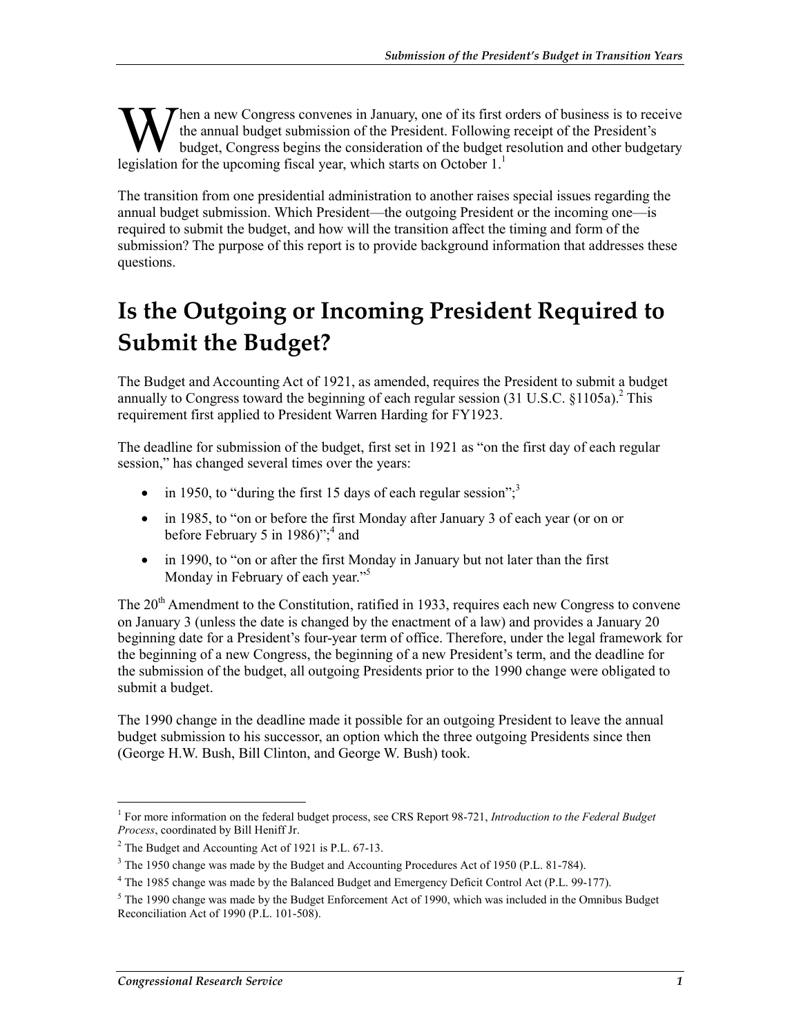When a new Congress convenes in January, one of its first orders of business is to receive the annual budget submission of the President. Following receipt of the President's budget, Congress begins the consideration of the budget resolution and other budgetary legislation for the upcoming fiscal year, which starts on October 1.[1]

The transition from one presidential administration to another raises special issues regarding the annual budget submission. Which President—the outgoing President or the incoming one—is required to submit the budget, and how will the transition affect the timing and form of the submission? The purpose of this report is to provide background information that addresses these questions.

# Is the Outgoing or Incoming President Required to Submit the Budget?

The Budget and Accounting Act of 1921, as amended, requires the President to submit a budget annually to Congress toward the beginning of each regular session (31 U.S.C. §1105a).[2] This requirement first applied to President Warren Harding for FY1923.

The deadline for submission of the budget, first set in 1921 as "on the first day of each regular session," has changed several times over the years:

- in 1950, to "during the first 15 days of each regular session";[3]
- in 1985, to "on or before the first Monday after January 3 of each year (or on or before February 5 in 1986)";[4] and
- in 1990, to "on or after the first Monday in January but not later than the first Monday in February of each year."[5]

The 20th Amendment to the Constitution, ratified in 1933, requires each new Congress to convene on January 3 (unless the date is changed by the enactment of a law) and provides a January 20 beginning date for a President's four-year term of office. Therefore, under the legal framework for the beginning of a new Congress, the beginning of a new President's term, and the deadline for the submission of the budget, all outgoing Presidents prior to the 1990 change were obligated to submit a budget.

The 1990 change in the deadline made it possible for an outgoing President to leave the annual budget submission to his successor, an option which the three outgoing Presidents since then (George H.W. Bush, Bill Clinton, and George W. Bush) took.

---

[1] For more information on the federal budget process, see CRS Report 98-721, *Introduction to the Federal Budget Process*, coordinated by Bill Heniff Jr.

[2] The Budget and Accounting Act of 1921 is P.L. 67-13.

[3] The 1950 change was made by the Budget and Accounting Procedures Act of 1950 (P.L. 81-784).

[4] The 1985 change was made by the Balanced Budget and Emergency Deficit Control Act (P.L. 99-177).

[5] The 1990 change was made by the Budget Enforcement Act of 1990, which was included in the Omnibus Budget Reconciliation Act of 1990 (P.L. 101-508).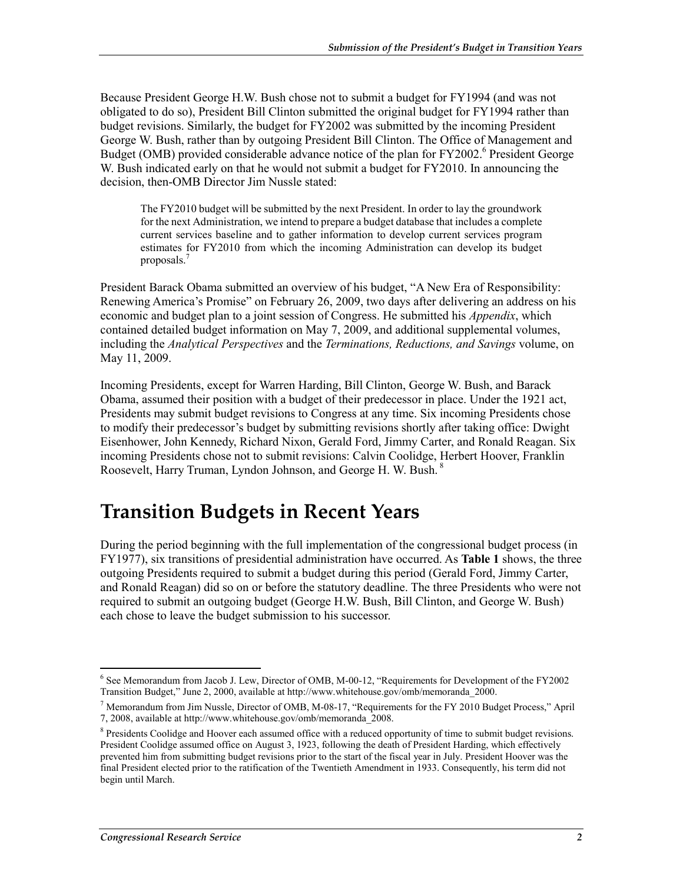Because President George H.W. Bush chose not to submit a budget for FY1994 (and was not obligated to do so), President Bill Clinton submitted the original budget for FY1994 rather than budget revisions. Similarly, the budget for FY2002 was submitted by the incoming President George W. Bush, rather than by outgoing President Bill Clinton. The Office of Management and Budget (OMB) provided considerable advance notice of the plan for FY2002.[6] President George W. Bush indicated early on that he would not submit a budget for FY2010. In announcing the decision, then-OMB Director Jim Nussle stated:

> The FY2010 budget will be submitted by the next President. In order to lay the groundwork for the next Administration, we intend to prepare a budget database that includes a complete current services baseline and to gather information to develop current services program estimates for FY2010 from which the incoming Administration can develop its budget proposals.[7]

President Barack Obama submitted an overview of his budget, "A New Era of Responsibility: Renewing America's Promise" on February 26, 2009, two days after delivering an address on his economic and budget plan to a joint session of Congress. He submitted his *Appendix*, which contained detailed budget information on May 7, 2009, and additional supplemental volumes, including the *Analytical Perspectives* and the *Terminations, Reductions, and Savings* volume, on May 11, 2009.

Incoming Presidents, except for Warren Harding, Bill Clinton, George W. Bush, and Barack Obama, assumed their position with a budget of their predecessor in place. Under the 1921 act, Presidents may submit budget revisions to Congress at any time. Six incoming Presidents chose to modify their predecessor's budget by submitting revisions shortly after taking office: Dwight Eisenhower, John Kennedy, Richard Nixon, Gerald Ford, Jimmy Carter, and Ronald Reagan. Six incoming Presidents chose not to submit revisions: Calvin Coolidge, Herbert Hoover, Franklin Roosevelt, Harry Truman, Lyndon Johnson, and George H. W. Bush.[8]

# Transition Budgets in Recent Years

During the period beginning with the full implementation of the congressional budget process (in FY1977), six transitions of presidential administration have occurred. As **Table 1** shows, the three outgoing Presidents required to submit a budget during this period (Gerald Ford, Jimmy Carter, and Ronald Reagan) did so on or before the statutory deadline. The three Presidents who were not required to submit an outgoing budget (George H.W. Bush, Bill Clinton, and George W. Bush) each chose to leave the budget submission to his successor.

---

[6] See Memorandum from Jacob J. Lew, Director of OMB, M-00-12, "Requirements for Development of the FY2002 Transition Budget," June 2, 2000, available at http://www.whitehouse.gov/omb/memoranda_2000.

[7] Memorandum from Jim Nussle, Director of OMB, M-08-17, "Requirements for the FY 2010 Budget Process," April 7, 2008, available at http://www.whitehouse.gov/omb/memoranda_2008.

[8] Presidents Coolidge and Hoover each assumed office with a reduced opportunity of time to submit budget revisions. President Coolidge assumed office on August 3, 1923, following the death of President Harding, which effectively prevented him from submitting budget revisions prior to the start of the fiscal year in July. President Hoover was the final President elected prior to the ratification of the Twentieth Amendment in 1933. Consequently, his term did not begin until March.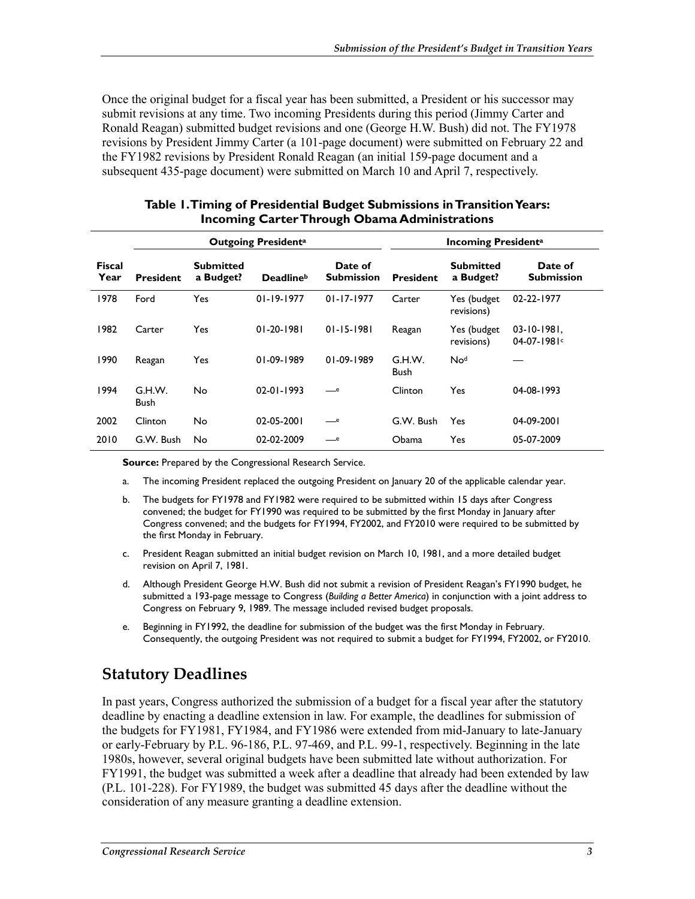Once the original budget for a fiscal year has been submitted, a President or his successor may submit revisions at any time. Two incoming Presidents during this period (Jimmy Carter and Ronald Reagan) submitted budget revisions and one (George H.W. Bush) did not. The FY1978 revisions by President Jimmy Carter (a 101-page document) were submitted on February 22 and the FY1982 revisions by President Ronald Reagan (an initial 159-page document and a subsequent 435-page document) were submitted on March 10 and April 7, respectively.

**Table 1. Timing of Presidential Budget Submissions in Transition Years: Incoming Carter Through Obama Administrations**

| | Outgoing President[a] | | | | Incoming President[a] | | |
|---|---|---|---|---|---|---|---|
| **Fiscal Year** | **President** | **Submitted a Budget?** | **Deadline[b]** | **Date of Submission** | **President** | **Submitted a Budget?** | **Date of Submission** |
| 1978 | Ford | Yes | 01-19-1977 | 01-17-1977 | Carter | Yes (budget revisions) | 02-22-1977 |
| 1982 | Carter | Yes | 01-20-1981 | 01-15-1981 | Reagan | Yes (budget revisions) | 03-10-1981, 04-07-1981[c] |
| 1990 | Reagan | Yes | 01-09-1989 | 01-09-1989 | G.H.W. Bush | No[d] | — |
| 1994 | G.H.W. Bush | No | 02-01-1993 | —[e] | Clinton | Yes | 04-08-1993 |
| 2002 | Clinton | No | 02-05-2001 | —[e] | G.W. Bush | Yes | 04-09-2001 |
| 2010 | G.W. Bush | No | 02-02-2009 | —[e] | Obama | Yes | 05-07-2009 |

**Source:** Prepared by the Congressional Research Service.

a. The incoming President replaced the outgoing President on January 20 of the applicable calendar year.

b. The budgets for FY1978 and FY1982 were required to be submitted within 15 days after Congress convened; the budget for FY1990 was required to be submitted by the first Monday in January after Congress convened; and the budgets for FY1994, FY2002, and FY2010 were required to be submitted by the first Monday in February.

c. President Reagan submitted an initial budget revision on March 10, 1981, and a more detailed budget revision on April 7, 1981.

d. Although President George H.W. Bush did not submit a revision of President Reagan's FY1990 budget, he submitted a 193-page message to Congress (*Building a Better America*) in conjunction with a joint address to Congress on February 9, 1989. The message included revised budget proposals.

e. Beginning in FY1992, the deadline for submission of the budget was the first Monday in February. Consequently, the outgoing President was not required to submit a budget for FY1994, FY2002, or FY2010.

## Statutory Deadlines

In past years, Congress authorized the submission of a budget for a fiscal year after the statutory deadline by enacting a deadline extension in law. For example, the deadlines for submission of the budgets for FY1981, FY1984, and FY1986 were extended from mid-January to late-January or early-February by P.L. 96-186, P.L. 97-469, and P.L. 99-1, respectively. Beginning in the late 1980s, however, several original budgets have been submitted late without authorization. For FY1991, the budget was submitted a week after a deadline that already had been extended by law (P.L. 101-228). For FY1989, the budget was submitted 45 days after the deadline without the consideration of any measure granting a deadline extension.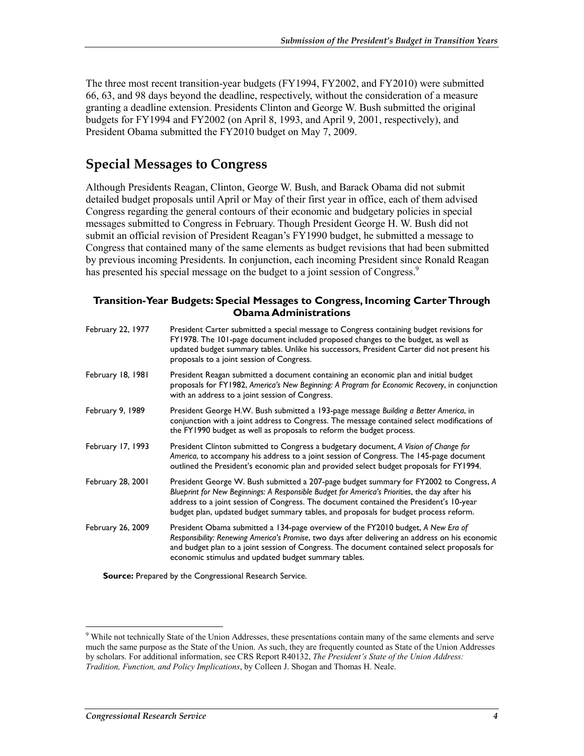The three most recent transition-year budgets (FY1994, FY2002, and FY2010) were submitted 66, 63, and 98 days beyond the deadline, respectively, without the consideration of a measure granting a deadline extension. Presidents Clinton and George W. Bush submitted the original budgets for FY1994 and FY2002 (on April 8, 1993, and April 9, 2001, respectively), and President Obama submitted the FY2010 budget on May 7, 2009.

## Special Messages to Congress

Although Presidents Reagan, Clinton, George W. Bush, and Barack Obama did not submit detailed budget proposals until April or May of their first year in office, each of them advised Congress regarding the general contours of their economic and budgetary policies in special messages submitted to Congress in February. Though President George H. W. Bush did not submit an official revision of President Reagan's FY1990 budget, he submitted a message to Congress that contained many of the same elements as budget revisions that had been submitted by previous incoming Presidents. In conjunction, each incoming President since Ronald Reagan has presented his special message on the budget to a joint session of Congress.[9]

**Transition-Year Budgets: Special Messages to Congress, Incoming Carter Through Obama Administrations**

| | |
|---|---|
| February 22, 1977 | President Carter submitted a special message to Congress containing budget revisions for FY1978. The 101-page document included proposed changes to the budget, as well as updated budget summary tables. Unlike his successors, President Carter did not present his proposals to a joint session of Congress. |
| February 18, 1981 | President Reagan submitted a document containing an economic plan and initial budget proposals for FY1982, *America's New Beginning: A Program for Economic Recovery*, in conjunction with an address to a joint session of Congress. |
| February 9, 1989 | President George H.W. Bush submitted a 193-page message *Building a Better America*, in conjunction with a joint address to Congress. The message contained select modifications of the FY1990 budget as well as proposals to reform the budget process. |
| February 17, 1993 | President Clinton submitted to Congress a budgetary document, *A Vision of Change for America*, to accompany his address to a joint session of Congress. The 145-page document outlined the President's economic plan and provided select budget proposals for FY1994. |
| February 28, 2001 | President George W. Bush submitted a 207-page budget summary for FY2002 to Congress, *A Blueprint for New Beginnings: A Responsible Budget for America's Priorities*, the day after his address to a joint session of Congress. The document contained the President's 10-year budget plan, updated budget summary tables, and proposals for budget process reform. |
| February 26, 2009 | President Obama submitted a 134-page overview of the FY2010 budget, *A New Era of Responsibility: Renewing America's Promise*, two days after delivering an address on his economic and budget plan to a joint session of Congress. The document contained select proposals for economic stimulus and updated budget summary tables. |

**Source:** Prepared by the Congressional Research Service.

---

[9] While not technically State of the Union Addresses, these presentations contain many of the same elements and serve much the same purpose as the State of the Union. As such, they are frequently counted as State of the Union Addresses by scholars. For additional information, see CRS Report R40132, *The President's State of the Union Address: Tradition, Function, and Policy Implications*, by Colleen J. Shogan and Thomas H. Neale.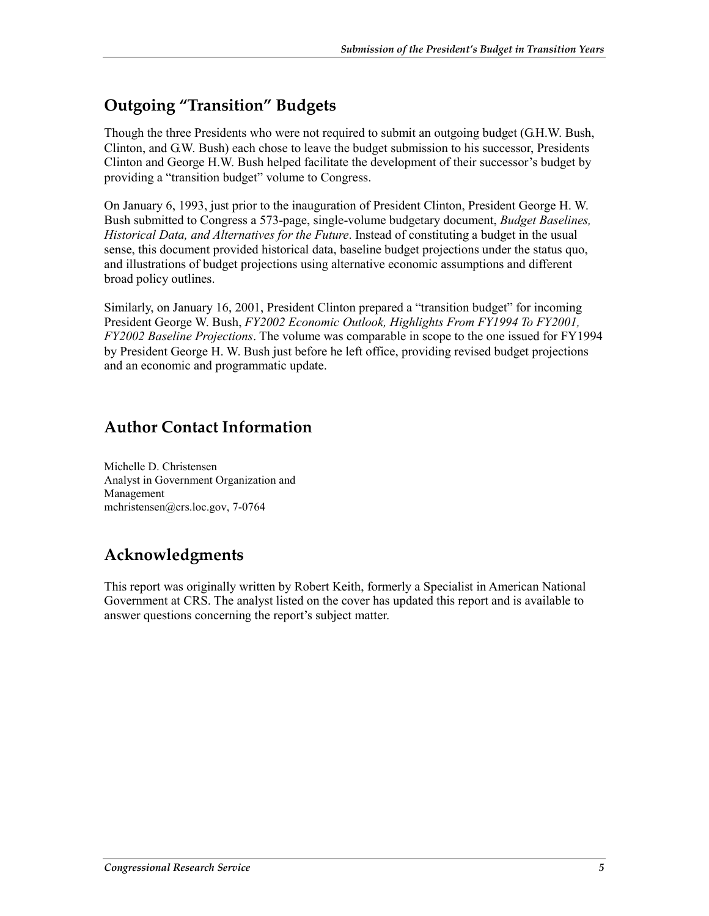## Outgoing "Transition" Budgets

Though the three Presidents who were not required to submit an outgoing budget (G.H.W. Bush, Clinton, and G.W. Bush) each chose to leave the budget submission to his successor, Presidents Clinton and George H.W. Bush helped facilitate the development of their successor's budget by providing a "transition budget" volume to Congress.

On January 6, 1993, just prior to the inauguration of President Clinton, President George H. W. Bush submitted to Congress a 573-page, single-volume budgetary document, *Budget Baselines, Historical Data, and Alternatives for the Future*. Instead of constituting a budget in the usual sense, this document provided historical data, baseline budget projections under the status quo, and illustrations of budget projections using alternative economic assumptions and different broad policy outlines.

Similarly, on January 16, 2001, President Clinton prepared a "transition budget" for incoming President George W. Bush, *FY2002 Economic Outlook, Highlights From FY1994 To FY2001, FY2002 Baseline Projections*. The volume was comparable in scope to the one issued for FY1994 by President George H. W. Bush just before he left office, providing revised budget projections and an economic and programmatic update.

## Author Contact Information

Michelle D. Christensen
Analyst in Government Organization and Management
mchristensen@crs.loc.gov, 7-0764

## Acknowledgments

This report was originally written by Robert Keith, formerly a Specialist in American National Government at CRS. The analyst listed on the cover has updated this report and is available to answer questions concerning the report's subject matter.